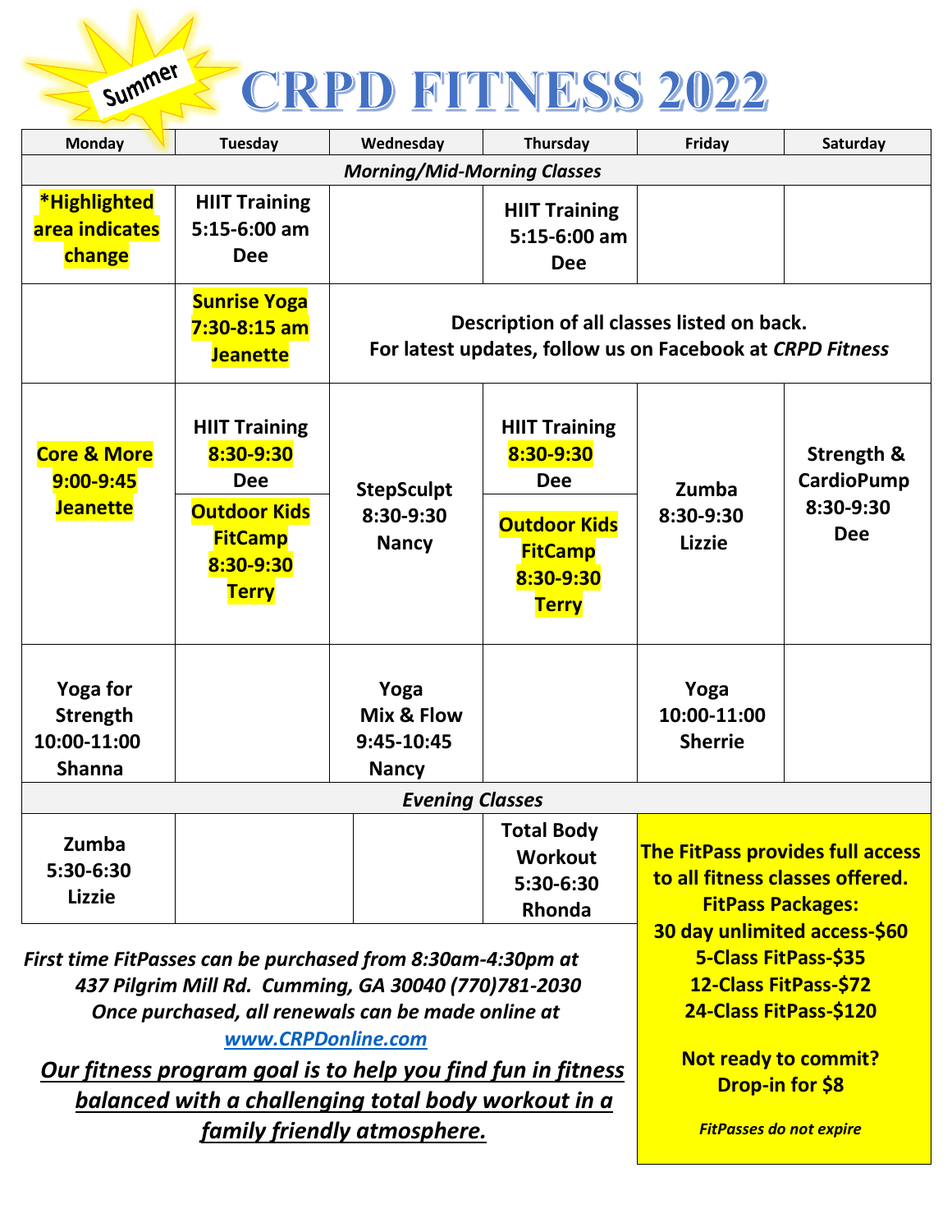# Summer CRPD FITNESS 2022

| Monday | Tuesday | Wednesday | Thursday | Friday | Saturday |
|---|---|---|---|---|---|
| *Morning/Mid-Morning Classes* | | | | | |
| ***Highlighted area indicates change** | **HIIT Training 5:15-6:00 am Dee** | | **HIIT Training 5:15-6:00 am Dee** | | |
| | **Sunrise Yoga 7:30-8:15 am Jeanette** | **Description of all classes listed on back. For latest updates, follow us on Facebook at *CRPD Fitness*** | | | |
| **Core & More 9:00-9:45 Jeanette** | **HIIT Training 8:30-9:30 Dee** / **Outdoor Kids FitCamp 8:30-9:30 Terry** | **StepSculpt 8:30-9:30 Nancy** | **HIIT Training 8:30-9:30 Dee** / **Outdoor Kids FitCamp 8:30-9:30 Terry** | **Zumba 8:30-9:30 Lizzie** | **Strength & CardioPump 8:30-9:30 Dee** |
| **Yoga for Strength 10:00-11:00 Shanna** | | **Yoga Mix & Flow 9:45-10:45 Nancy** | | **Yoga 10:00-11:00 Sherrie** | |
| *Evening Classes* | | | | | |
| **Zumba 5:30-6:30 Lizzie** | | | **Total Body Workout 5:30-6:30 Rhonda** | | |

***First time FitPasses can be purchased from 8:30am-4:30pm at 437 Pilgrim Mill Rd. Cumming, GA 30040 (770)781-2030 Once purchased, all renewals can be made online at [www.CRPDonline.com](http://www.CRPDonline.com)***

***Our fitness program goal is to help you find fun in fitness balanced with a challenging total body workout in a family friendly atmosphere.***

**The FitPass provides full access to all fitness classes offered.**

**FitPass Packages:**

**30 day unlimited access-$60**
**5-Class FitPass-$35**
**12-Class FitPass-$72**
**24-Class FitPass-$120**

**Not ready to commit? Drop-in for $8**

***FitPasses do not expire***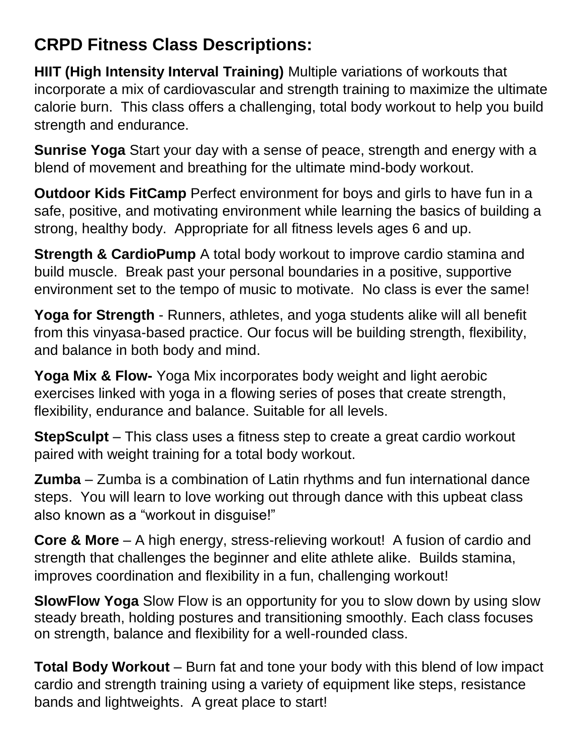## CRPD Fitness Class Descriptions:

**HIIT (High Intensity Interval Training)** Multiple variations of workouts that incorporate a mix of cardiovascular and strength training to maximize the ultimate calorie burn. This class offers a challenging, total body workout to help you build strength and endurance.

**Sunrise Yoga** Start your day with a sense of peace, strength and energy with a blend of movement and breathing for the ultimate mind-body workout.

**Outdoor Kids FitCamp** Perfect environment for boys and girls to have fun in a safe, positive, and motivating environment while learning the basics of building a strong, healthy body. Appropriate for all fitness levels ages 6 and up.

**Strength & CardioPump** A total body workout to improve cardio stamina and build muscle. Break past your personal boundaries in a positive, supportive environment set to the tempo of music to motivate. No class is ever the same!

**Yoga for Strength** - Runners, athletes, and yoga students alike will all benefit from this vinyasa-based practice. Our focus will be building strength, flexibility, and balance in both body and mind.

**Yoga Mix & Flow-** Yoga Mix incorporates body weight and light aerobic exercises linked with yoga in a flowing series of poses that create strength, flexibility, endurance and balance. Suitable for all levels.

**StepSculpt** – This class uses a fitness step to create a great cardio workout paired with weight training for a total body workout.

**Zumba** – Zumba is a combination of Latin rhythms and fun international dance steps. You will learn to love working out through dance with this upbeat class also known as a "workout in disguise!"

**Core & More** – A high energy, stress-relieving workout! A fusion of cardio and strength that challenges the beginner and elite athlete alike. Builds stamina, improves coordination and flexibility in a fun, challenging workout!

**SlowFlow Yoga** Slow Flow is an opportunity for you to slow down by using slow steady breath, holding postures and transitioning smoothly. Each class focuses on strength, balance and flexibility for a well-rounded class.

**Total Body Workout** – Burn fat and tone your body with this blend of low impact cardio and strength training using a variety of equipment like steps, resistance bands and lightweights. A great place to start!